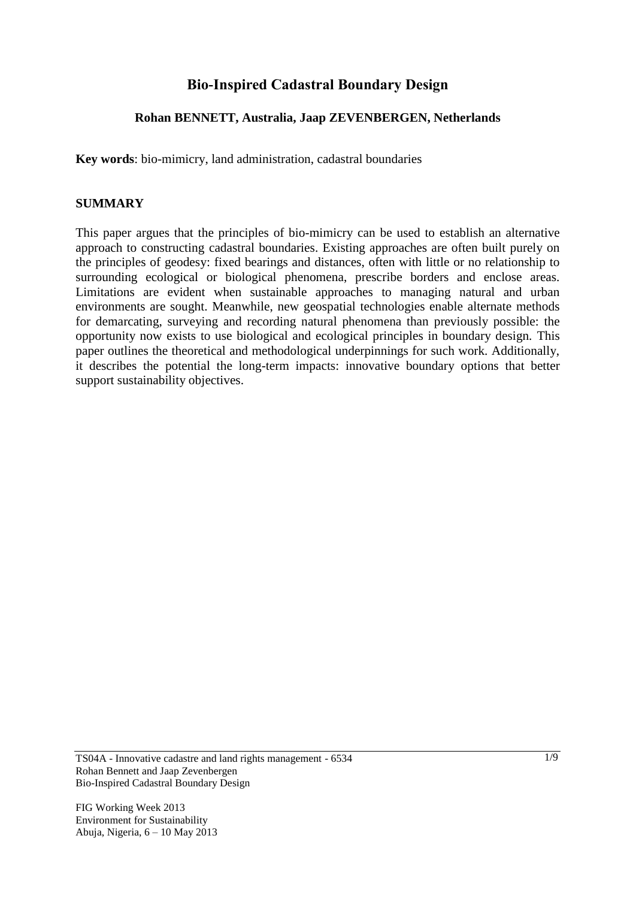# Bio-Inspired Cadastral Boundary Design

**Rohan BENNETT, Australia, Jaap ZEVENBERGEN, Netherlands**

**Key words**: bio-mimicry, land administration, cadastral boundaries

## SUMMARY

This paper argues that the principles of bio-mimicry can be used to establish an alternative approach to constructing cadastral boundaries. Existing approaches are often built purely on the principles of geodesy: fixed bearings and distances, often with little or no relationship to surrounding ecological or biological phenomena, prescribe borders and enclose areas. Limitations are evident when sustainable approaches to managing natural and urban environments are sought. Meanwhile, new geospatial technologies enable alternate methods for demarcating, surveying and recording natural phenomena than previously possible: the opportunity now exists to use biological and ecological principles in boundary design. This paper outlines the theoretical and methodological underpinnings for such work. Additionally, it describes the potential the long-term impacts: innovative boundary options that better support sustainability objectives.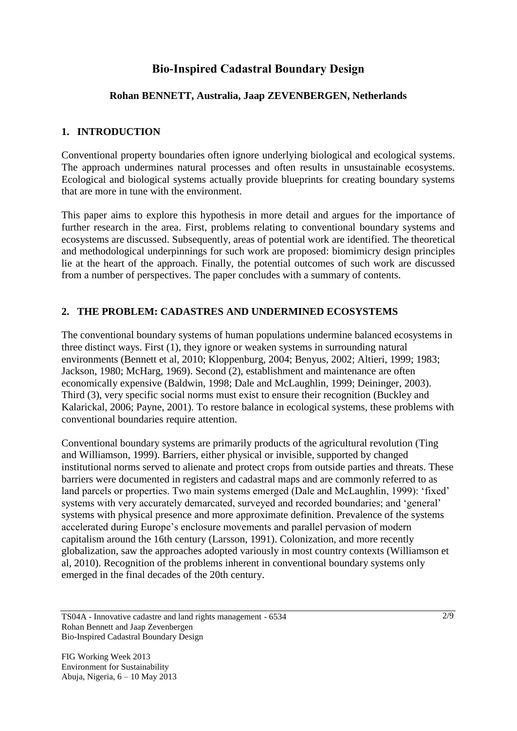# Bio-Inspired Cadastral Boundary Design

### Rohan BENNETT, Australia, Jaap ZEVENBERGEN, Netherlands

## 1. INTRODUCTION

Conventional property boundaries often ignore underlying biological and ecological systems. The approach undermines natural processes and often results in unsustainable ecosystems. Ecological and biological systems actually provide blueprints for creating boundary systems that are more in tune with the environment.

This paper aims to explore this hypothesis in more detail and argues for the importance of further research in the area. First, problems relating to conventional boundary systems and ecosystems are discussed. Subsequently, areas of potential work are identified. The theoretical and methodological underpinnings for such work are proposed: biomimicry design principles lie at the heart of the approach. Finally, the potential outcomes of such work are discussed from a number of perspectives. The paper concludes with a summary of contents.

## 2. THE PROBLEM: CADASTRES AND UNDERMINED ECOSYSTEMS

The conventional boundary systems of human populations undermine balanced ecosystems in three distinct ways. First (1), they ignore or weaken systems in surrounding natural environments (Bennett et al, 2010; Kloppenburg, 2004; Benyus, 2002; Altieri, 1999; 1983; Jackson, 1980; McHarg, 1969). Second (2), establishment and maintenance are often economically expensive (Baldwin, 1998; Dale and McLaughlin, 1999; Deininger, 2003). Third (3), very specific social norms must exist to ensure their recognition (Buckley and Kalarickal, 2006; Payne, 2001). To restore balance in ecological systems, these problems with conventional boundaries require attention.

Conventional boundary systems are primarily products of the agricultural revolution (Ting and Williamson, 1999). Barriers, either physical or invisible, supported by changed institutional norms served to alienate and protect crops from outside parties and threats. These barriers were documented in registers and cadastral maps and are commonly referred to as land parcels or properties. Two main systems emerged (Dale and McLaughlin, 1999): 'fixed' systems with very accurately demarcated, surveyed and recorded boundaries; and 'general' systems with physical presence and more approximate definition. Prevalence of the systems accelerated during Europe's enclosure movements and parallel pervasion of modern capitalism around the 16th century (Larsson, 1991). Colonization, and more recently globalization, saw the approaches adopted variously in most country contexts (Williamson et al, 2010). Recognition of the problems inherent in conventional boundary systems only emerged in the final decades of the 20th century.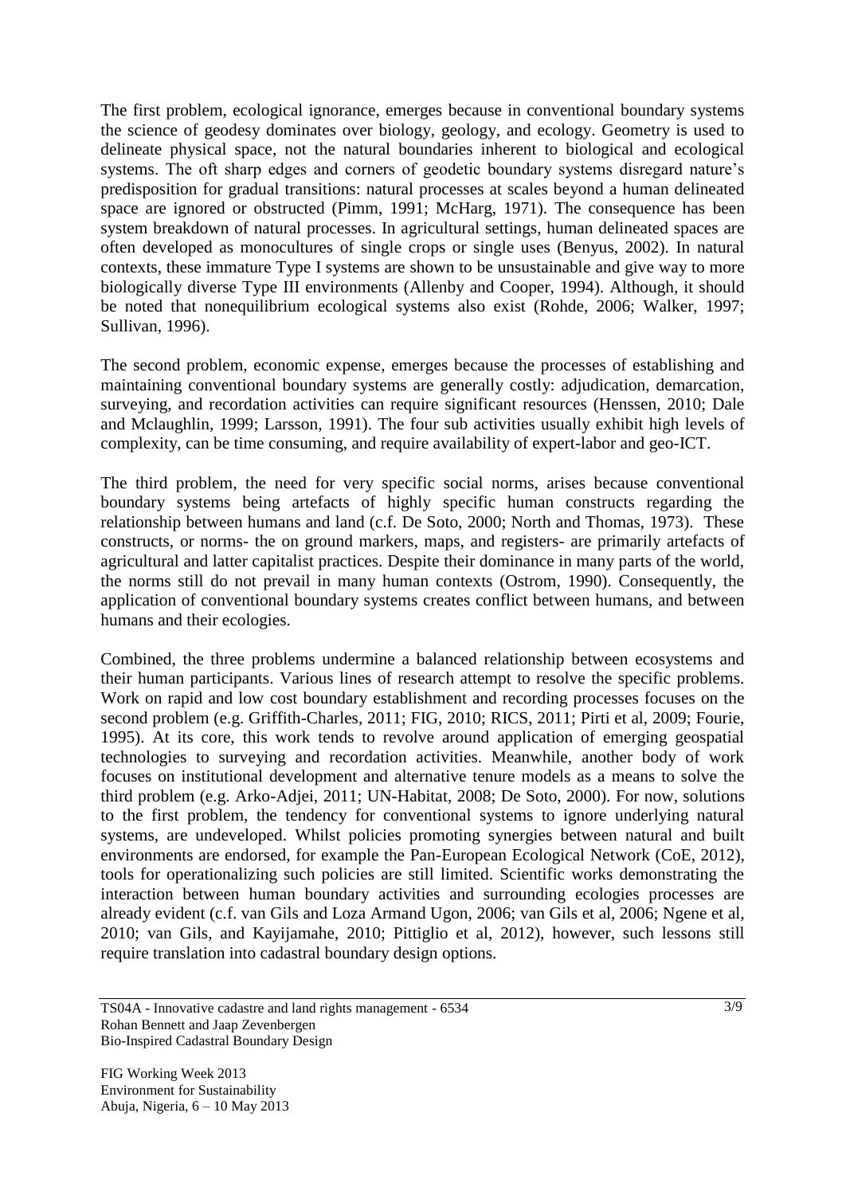The first problem, ecological ignorance, emerges because in conventional boundary systems the science of geodesy dominates over biology, geology, and ecology. Geometry is used to delineate physical space, not the natural boundaries inherent to biological and ecological systems. The oft sharp edges and corners of geodetic boundary systems disregard nature's predisposition for gradual transitions: natural processes at scales beyond a human delineated space are ignored or obstructed (Pimm, 1991; McHarg, 1971). The consequence has been system breakdown of natural processes. In agricultural settings, human delineated spaces are often developed as monocultures of single crops or single uses (Benyus, 2002). In natural contexts, these immature Type I systems are shown to be unsustainable and give way to more biologically diverse Type III environments (Allenby and Cooper, 1994). Although, it should be noted that nonequilibrium ecological systems also exist (Rohde, 2006; Walker, 1997; Sullivan, 1996).

The second problem, economic expense, emerges because the processes of establishing and maintaining conventional boundary systems are generally costly: adjudication, demarcation, surveying, and recordation activities can require significant resources (Henssen, 2010; Dale and Mclaughlin, 1999; Larsson, 1991). The four sub activities usually exhibit high levels of complexity, can be time consuming, and require availability of expert-labor and geo-ICT.

The third problem, the need for very specific social norms, arises because conventional boundary systems being artefacts of highly specific human constructs regarding the relationship between humans and land (c.f. De Soto, 2000; North and Thomas, 1973). These constructs, or norms- the on ground markers, maps, and registers- are primarily artefacts of agricultural and latter capitalist practices. Despite their dominance in many parts of the world, the norms still do not prevail in many human contexts (Ostrom, 1990). Consequently, the application of conventional boundary systems creates conflict between humans, and between humans and their ecologies.

Combined, the three problems undermine a balanced relationship between ecosystems and their human participants. Various lines of research attempt to resolve the specific problems. Work on rapid and low cost boundary establishment and recording processes focuses on the second problem (e.g. Griffith-Charles, 2011; FIG, 2010; RICS, 2011; Pirti et al, 2009; Fourie, 1995). At its core, this work tends to revolve around application of emerging geospatial technologies to surveying and recordation activities. Meanwhile, another body of work focuses on institutional development and alternative tenure models as a means to solve the third problem (e.g. Arko-Adjei, 2011; UN-Habitat, 2008; De Soto, 2000). For now, solutions to the first problem, the tendency for conventional systems to ignore underlying natural systems, are undeveloped. Whilst policies promoting synergies between natural and built environments are endorsed, for example the Pan-European Ecological Network (CoE, 2012), tools for operationalizing such policies are still limited. Scientific works demonstrating the interaction between human boundary activities and surrounding ecologies processes are already evident (c.f. van Gils and Loza Armand Ugon, 2006; van Gils et al, 2006; Ngene et al, 2010; van Gils, and Kayijamahe, 2010; Pittiglio et al, 2012), however, such lessons still require translation into cadastral boundary design options.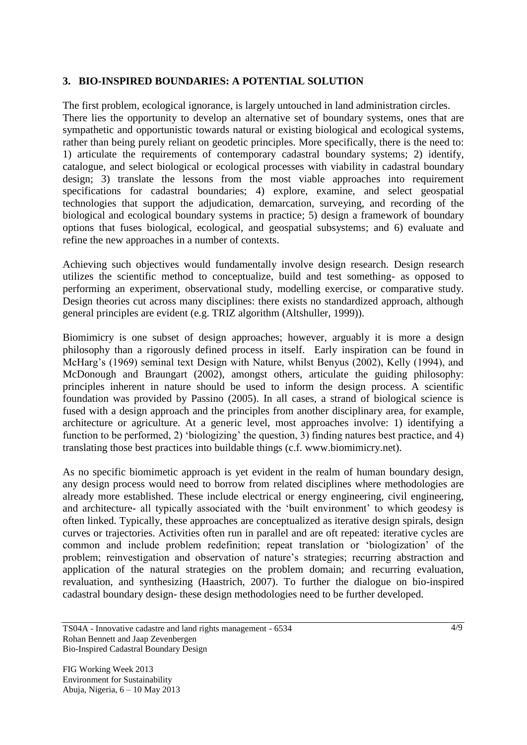## 3. BIO-INSPIRED BOUNDARIES: A POTENTIAL SOLUTION

The first problem, ecological ignorance, is largely untouched in land administration circles. There lies the opportunity to develop an alternative set of boundary systems, ones that are sympathetic and opportunistic towards natural or existing biological and ecological systems, rather than being purely reliant on geodetic principles. More specifically, there is the need to: 1) articulate the requirements of contemporary cadastral boundary systems; 2) identify, catalogue, and select biological or ecological processes with viability in cadastral boundary design; 3) translate the lessons from the most viable approaches into requirement specifications for cadastral boundaries; 4) explore, examine, and select geospatial technologies that support the adjudication, demarcation, surveying, and recording of the biological and ecological boundary systems in practice; 5) design a framework of boundary options that fuses biological, ecological, and geospatial subsystems; and 6) evaluate and refine the new approaches in a number of contexts.

Achieving such objectives would fundamentally involve design research. Design research utilizes the scientific method to conceptualize, build and test something- as opposed to performing an experiment, observational study, modelling exercise, or comparative study. Design theories cut across many disciplines: there exists no standardized approach, although general principles are evident (e.g. TRIZ algorithm (Altshuller, 1999)).

Biomimicry is one subset of design approaches; however, arguably it is more a design philosophy than a rigorously defined process in itself. Early inspiration can be found in McHarg's (1969) seminal text Design with Nature, whilst Benyus (2002), Kelly (1994), and McDonough and Braungart (2002), amongst others, articulate the guiding philosophy: principles inherent in nature should be used to inform the design process. A scientific foundation was provided by Passino (2005). In all cases, a strand of biological science is fused with a design approach and the principles from another disciplinary area, for example, architecture or agriculture. At a generic level, most approaches involve: 1) identifying a function to be performed, 2) 'biologizing' the question, 3) finding natures best practice, and 4) translating those best practices into buildable things (c.f. www.biomimicry.net).

As no specific biomimetic approach is yet evident in the realm of human boundary design, any design process would need to borrow from related disciplines where methodologies are already more established. These include electrical or energy engineering, civil engineering, and architecture- all typically associated with the 'built environment' to which geodesy is often linked. Typically, these approaches are conceptualized as iterative design spirals, design curves or trajectories. Activities often run in parallel and are oft repeated: iterative cycles are common and include problem redefinition; repeat translation or 'biologization' of the problem; reinvestigation and observation of nature's strategies; recurring abstraction and application of the natural strategies on the problem domain; and recurring evaluation, revaluation, and synthesizing (Haastrich, 2007). To further the dialogue on bio-inspired cadastral boundary design- these design methodologies need to be further developed.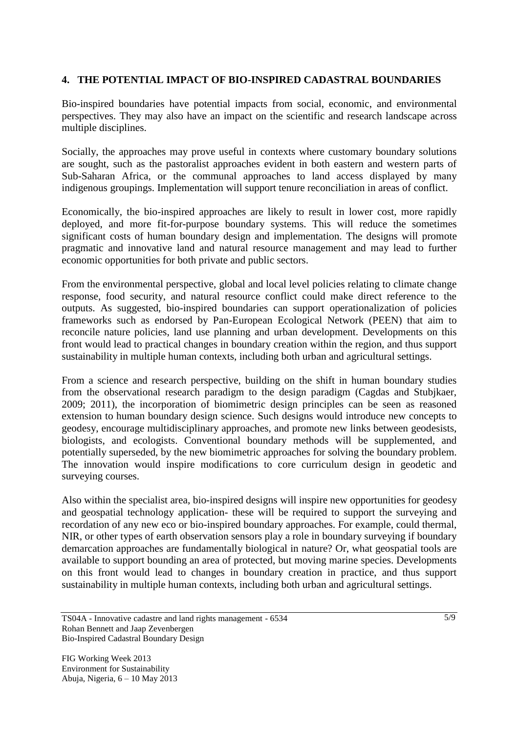## 4. THE POTENTIAL IMPACT OF BIO-INSPIRED CADASTRAL BOUNDARIES

Bio-inspired boundaries have potential impacts from social, economic, and environmental perspectives. They may also have an impact on the scientific and research landscape across multiple disciplines.

Socially, the approaches may prove useful in contexts where customary boundary solutions are sought, such as the pastoralist approaches evident in both eastern and western parts of Sub-Saharan Africa, or the communal approaches to land access displayed by many indigenous groupings. Implementation will support tenure reconciliation in areas of conflict.

Economically, the bio-inspired approaches are likely to result in lower cost, more rapidly deployed, and more fit-for-purpose boundary systems. This will reduce the sometimes significant costs of human boundary design and implementation. The designs will promote pragmatic and innovative land and natural resource management and may lead to further economic opportunities for both private and public sectors.

From the environmental perspective, global and local level policies relating to climate change response, food security, and natural resource conflict could make direct reference to the outputs. As suggested, bio-inspired boundaries can support operationalization of policies frameworks such as endorsed by Pan-European Ecological Network (PEEN) that aim to reconcile nature policies, land use planning and urban development. Developments on this front would lead to practical changes in boundary creation within the region, and thus support sustainability in multiple human contexts, including both urban and agricultural settings.

From a science and research perspective, building on the shift in human boundary studies from the observational research paradigm to the design paradigm (Cagdas and Stubjkaer, 2009; 2011), the incorporation of biomimetric design principles can be seen as reasoned extension to human boundary design science. Such designs would introduce new concepts to geodesy, encourage multidisciplinary approaches, and promote new links between geodesists, biologists, and ecologists. Conventional boundary methods will be supplemented, and potentially superseded, by the new biomimetric approaches for solving the boundary problem. The innovation would inspire modifications to core curriculum design in geodetic and surveying courses.

Also within the specialist area, bio-inspired designs will inspire new opportunities for geodesy and geospatial technology application- these will be required to support the surveying and recordation of any new eco or bio-inspired boundary approaches. For example, could thermal, NIR, or other types of earth observation sensors play a role in boundary surveying if boundary demarcation approaches are fundamentally biological in nature? Or, what geospatial tools are available to support bounding an area of protected, but moving marine species. Developments on this front would lead to changes in boundary creation in practice, and thus support sustainability in multiple human contexts, including both urban and agricultural settings.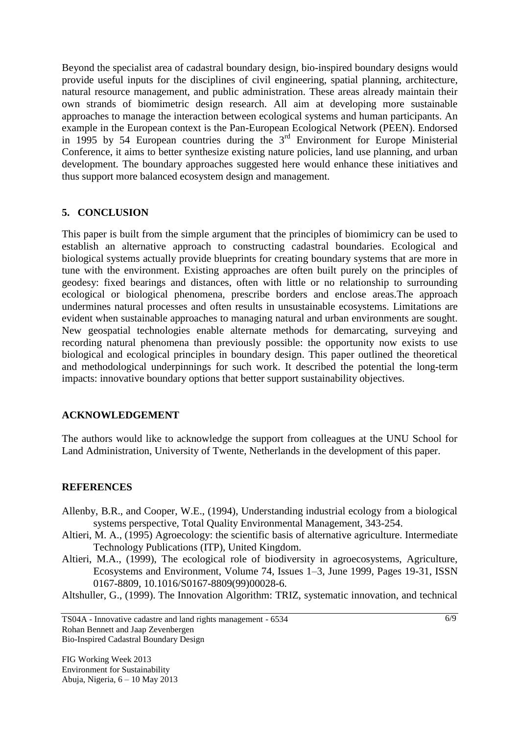Beyond the specialist area of cadastral boundary design, bio-inspired boundary designs would provide useful inputs for the disciplines of civil engineering, spatial planning, architecture, natural resource management, and public administration. These areas already maintain their own strands of biomimetric design research. All aim at developing more sustainable approaches to manage the interaction between ecological systems and human participants. An example in the European context is the Pan-European Ecological Network (PEEN). Endorsed in 1995 by 54 European countries during the 3rd Environment for Europe Ministerial Conference, it aims to better synthesize existing nature policies, land use planning, and urban development. The boundary approaches suggested here would enhance these initiatives and thus support more balanced ecosystem design and management.

## 5. CONCLUSION

This paper is built from the simple argument that the principles of biomimicry can be used to establish an alternative approach to constructing cadastral boundaries. Ecological and biological systems actually provide blueprints for creating boundary systems that are more in tune with the environment. Existing approaches are often built purely on the principles of geodesy: fixed bearings and distances, often with little or no relationship to surrounding ecological or biological phenomena, prescribe borders and enclose areas.The approach undermines natural processes and often results in unsustainable ecosystems. Limitations are evident when sustainable approaches to managing natural and urban environments are sought. New geospatial technologies enable alternate methods for demarcating, surveying and recording natural phenomena than previously possible: the opportunity now exists to use biological and ecological principles in boundary design. This paper outlined the theoretical and methodological underpinnings for such work. It described the potential the long-term impacts: innovative boundary options that better support sustainability objectives.

## ACKNOWLEDGEMENT

The authors would like to acknowledge the support from colleagues at the UNU School for Land Administration, University of Twente, Netherlands in the development of this paper.

## REFERENCES

Allenby, B.R., and Cooper, W.E., (1994), Understanding industrial ecology from a biological systems perspective, Total Quality Environmental Management, 343-254.

Altieri, M. A., (1995) Agroecology: the scientific basis of alternative agriculture. Intermediate Technology Publications (ITP), United Kingdom.

Altieri, M.A., (1999), The ecological role of biodiversity in agroecosystems, Agriculture, Ecosystems and Environment, Volume 74, Issues 1–3, June 1999, Pages 19-31, ISSN 0167-8809, 10.1016/S0167-8809(99)00028-6.

Altshuller, G., (1999). The Innovation Algorithm: TRIZ, systematic innovation, and technical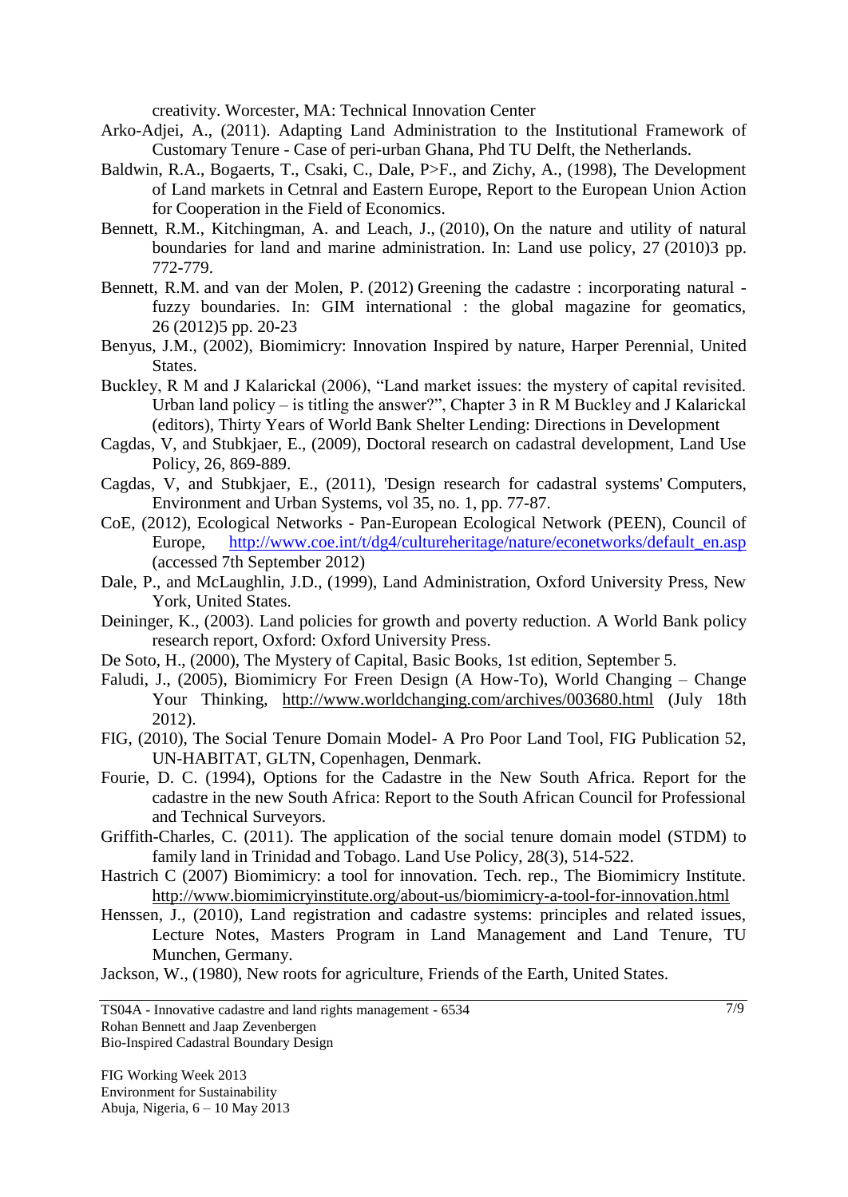creativity. Worcester, MA: Technical Innovation Center

Arko-Adjei, A., (2011). Adapting Land Administration to the Institutional Framework of Customary Tenure - Case of peri-urban Ghana, Phd TU Delft, the Netherlands.

Baldwin, R.A., Bogaerts, T., Csaki, C., Dale, P>F., and Zichy, A., (1998), The Development of Land markets in Cetnral and Eastern Europe, Report to the European Union Action for Cooperation in the Field of Economics.

Bennett, R.M., Kitchingman, A. and Leach, J., (2010), On the nature and utility of natural boundaries for land and marine administration. In: Land use policy, 27 (2010)3 pp. 772-779.

Bennett, R.M. and van der Molen, P. (2012) Greening the cadastre : incorporating natural - fuzzy boundaries. In: GIM international : the global magazine for geomatics, 26 (2012)5 pp. 20-23

Benyus, J.M., (2002), Biomimicry: Innovation Inspired by nature, Harper Perennial, United States.

Buckley, R M and J Kalarickal (2006), "Land market issues: the mystery of capital revisited. Urban land policy – is titling the answer?", Chapter 3 in R M Buckley and J Kalarickal (editors), Thirty Years of World Bank Shelter Lending: Directions in Development

Cagdas, V, and Stubkjaer, E., (2009), Doctoral research on cadastral development, Land Use Policy, 26, 869-889.

Cagdas, V, and Stubkjaer, E., (2011), 'Design research for cadastral systems' Computers, Environment and Urban Systems, vol 35, no. 1, pp. 77-87.

CoE, (2012), Ecological Networks - Pan-European Ecological Network (PEEN), Council of Europe, http://www.coe.int/t/dg4/cultureheritage/nature/econetworks/default_en.asp (accessed 7th September 2012)

Dale, P., and McLaughlin, J.D., (1999), Land Administration, Oxford University Press, New York, United States.

Deininger, K., (2003). Land policies for growth and poverty reduction. A World Bank policy research report, Oxford: Oxford University Press.

De Soto, H., (2000), The Mystery of Capital, Basic Books, 1st edition, September 5.

Faludi, J., (2005), Biomimicry For Freen Design (A How-To), World Changing – Change Your Thinking, http://www.worldchanging.com/archives/003680.html (July 18th 2012).

FIG, (2010), The Social Tenure Domain Model- A Pro Poor Land Tool, FIG Publication 52, UN-HABITAT, GLTN, Copenhagen, Denmark.

Fourie, D. C. (1994), Options for the Cadastre in the New South Africa. Report for the cadastre in the new South Africa: Report to the South African Council for Professional and Technical Surveyors.

Griffith-Charles, C. (2011). The application of the social tenure domain model (STDM) to family land in Trinidad and Tobago. Land Use Policy, 28(3), 514-522.

Hastrich C (2007) Biomimicry: a tool for innovation. Tech. rep., The Biomimicry Institute. http://www.biomimicryinstitute.org/about-us/biomimicry-a-tool-for-innovation.html

Henssen, J., (2010), Land registration and cadastre systems: principles and related issues, Lecture Notes, Masters Program in Land Management and Land Tenure, TU Munchen, Germany.

Jackson, W., (1980), New roots for agriculture, Friends of the Earth, United States.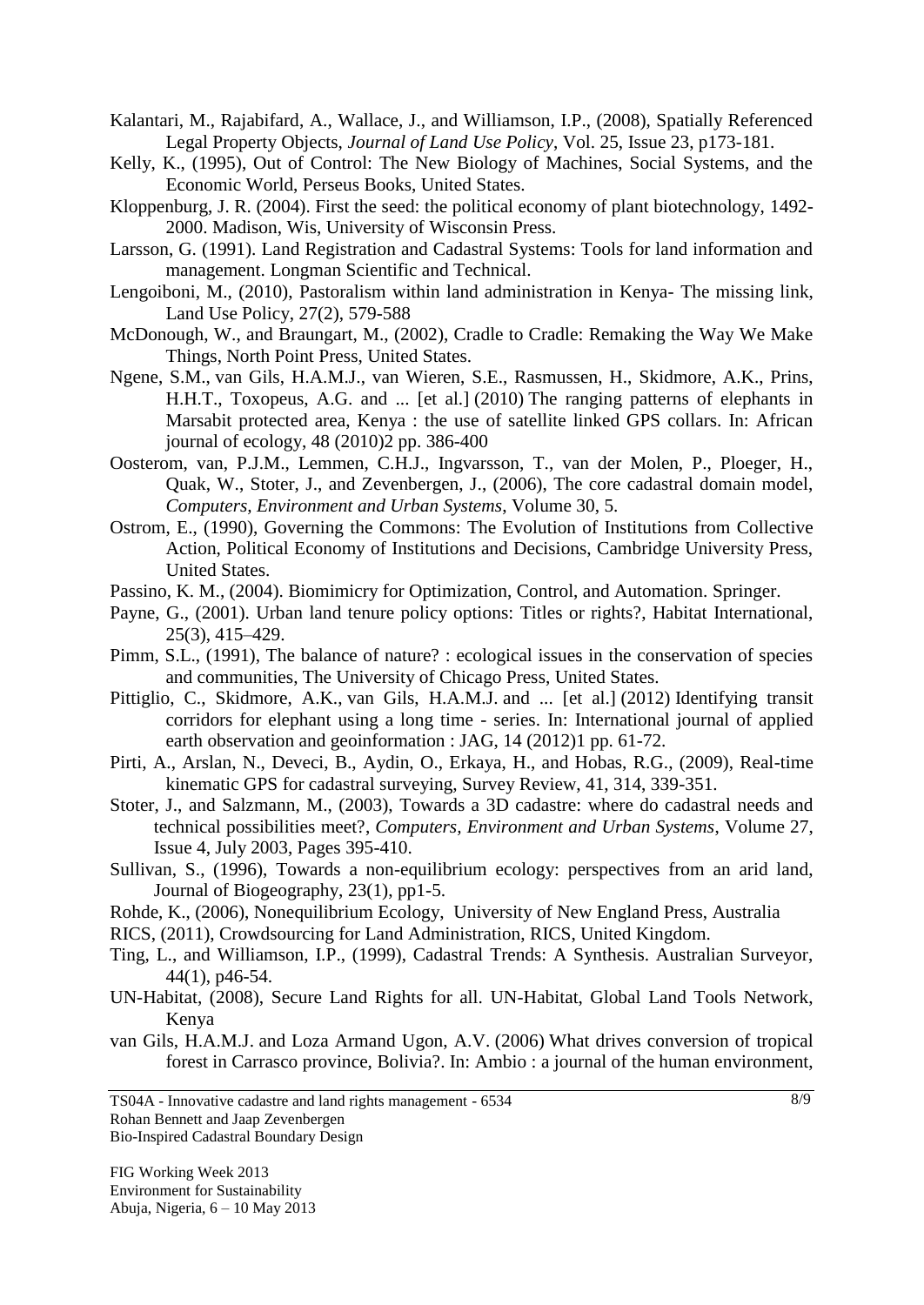Kalantari, M., Rajabifard, A., Wallace, J., and Williamson, I.P., (2008), Spatially Referenced Legal Property Objects, *Journal of Land Use Policy*, Vol. 25, Issue 23, p173-181.

Kelly, K., (1995), Out of Control: The New Biology of Machines, Social Systems, and the Economic World, Perseus Books, United States.

Kloppenburg, J. R. (2004). First the seed: the political economy of plant biotechnology, 1492-2000. Madison, Wis, University of Wisconsin Press.

Larsson, G. (1991). Land Registration and Cadastral Systems: Tools for land information and management. Longman Scientific and Technical.

Lengoiboni, M., (2010), Pastoralism within land administration in Kenya- The missing link, Land Use Policy, 27(2), 579-588

McDonough, W., and Braungart, M., (2002), Cradle to Cradle: Remaking the Way We Make Things, North Point Press, United States.

Ngene, S.M., van Gils, H.A.M.J., van Wieren, S.E., Rasmussen, H., Skidmore, A.K., Prins, H.H.T., Toxopeus, A.G. and ... [et al.] (2010) The ranging patterns of elephants in Marsabit protected area, Kenya : the use of satellite linked GPS collars. In: African journal of ecology, 48 (2010)2 pp. 386-400

Oosterom, van, P.J.M., Lemmen, C.H.J., Ingvarsson, T., van der Molen, P., Ploeger, H., Quak, W., Stoter, J., and Zevenbergen, J., (2006), The core cadastral domain model, *Computers, Environment and Urban Systems*, Volume 30, 5.

Ostrom, E., (1990), Governing the Commons: The Evolution of Institutions from Collective Action, Political Economy of Institutions and Decisions, Cambridge University Press, United States.

Passino, K. M., (2004). Biomimicry for Optimization, Control, and Automation. Springer.

Payne, G., (2001). Urban land tenure policy options: Titles or rights?, Habitat International, 25(3), 415–429.

Pimm, S.L., (1991), The balance of nature? : ecological issues in the conservation of species and communities, The University of Chicago Press, United States.

Pittiglio, C., Skidmore, A.K., van Gils, H.A.M.J. and ... [et al.] (2012) Identifying transit corridors for elephant using a long time - series. In: International journal of applied earth observation and geoinformation : JAG, 14 (2012)1 pp. 61-72.

Pirti, A., Arslan, N., Deveci, B., Aydin, O., Erkaya, H., and Hobas, R.G., (2009), Real-time kinematic GPS for cadastral surveying, Survey Review, 41, 314, 339-351.

Stoter, J., and Salzmann, M., (2003), Towards a 3D cadastre: where do cadastral needs and technical possibilities meet?, *Computers, Environment and Urban Systems*, Volume 27, Issue 4, July 2003, Pages 395-410.

Sullivan, S., (1996), Towards a non-equilibrium ecology: perspectives from an arid land, Journal of Biogeography, 23(1), pp1-5.

Rohde, K., (2006), Nonequilibrium Ecology, University of New England Press, Australia

RICS, (2011), Crowdsourcing for Land Administration, RICS, United Kingdom.

Ting, L., and Williamson, I.P., (1999), Cadastral Trends: A Synthesis. Australian Surveyor, 44(1), p46-54.

UN-Habitat, (2008), Secure Land Rights for all. UN-Habitat, Global Land Tools Network, Kenya

van Gils, H.A.M.J. and Loza Armand Ugon, A.V. (2006) What drives conversion of tropical forest in Carrasco province, Bolivia?. In: Ambio : a journal of the human environment,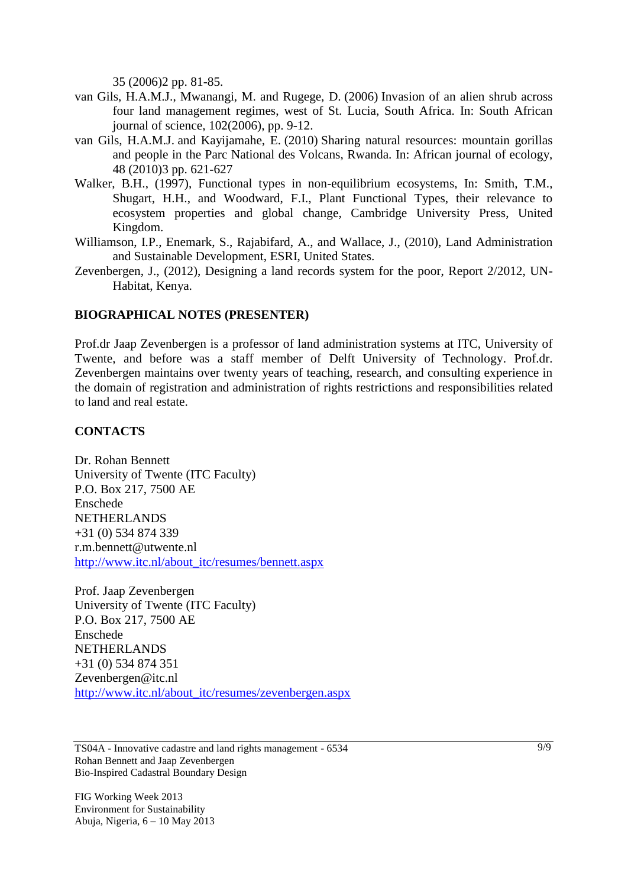35 (2006)2 pp. 81-85.

van Gils, H.A.M.J., Mwanangi, M. and Rugege, D. (2006) Invasion of an alien shrub across four land management regimes, west of St. Lucia, South Africa. In: South African journal of science, 102(2006), pp. 9-12.

van Gils, H.A.M.J. and Kayijamahe, E. (2010) Sharing natural resources: mountain gorillas and people in the Parc National des Volcans, Rwanda. In: African journal of ecology, 48 (2010)3 pp. 621-627

Walker, B.H., (1997), Functional types in non-equilibrium ecosystems, In: Smith, T.M., Shugart, H.H., and Woodward, F.I., Plant Functional Types, their relevance to ecosystem properties and global change, Cambridge University Press, United Kingdom.

Williamson, I.P., Enemark, S., Rajabifard, A., and Wallace, J., (2010), Land Administration and Sustainable Development, ESRI, United States.

Zevenbergen, J., (2012), Designing a land records system for the poor, Report 2/2012, UN-Habitat, Kenya.

## BIOGRAPHICAL NOTES (PRESENTER)

Prof.dr Jaap Zevenbergen is a professor of land administration systems at ITC, University of Twente, and before was a staff member of Delft University of Technology. Prof.dr. Zevenbergen maintains over twenty years of teaching, research, and consulting experience in the domain of registration and administration of rights restrictions and responsibilities related to land and real estate.

## CONTACTS

Dr. Rohan Bennett
University of Twente (ITC Faculty)
P.O. Box 217, 7500 AE
Enschede
NETHERLANDS
+31 (0) 534 874 339
r.m.bennett@utwente.nl
http://www.itc.nl/about_itc/resumes/bennett.aspx

Prof. Jaap Zevenbergen
University of Twente (ITC Faculty)
P.O. Box 217, 7500 AE
Enschede
NETHERLANDS
+31 (0) 534 874 351
Zevenbergen@itc.nl
http://www.itc.nl/about_itc/resumes/zevenbergen.aspx